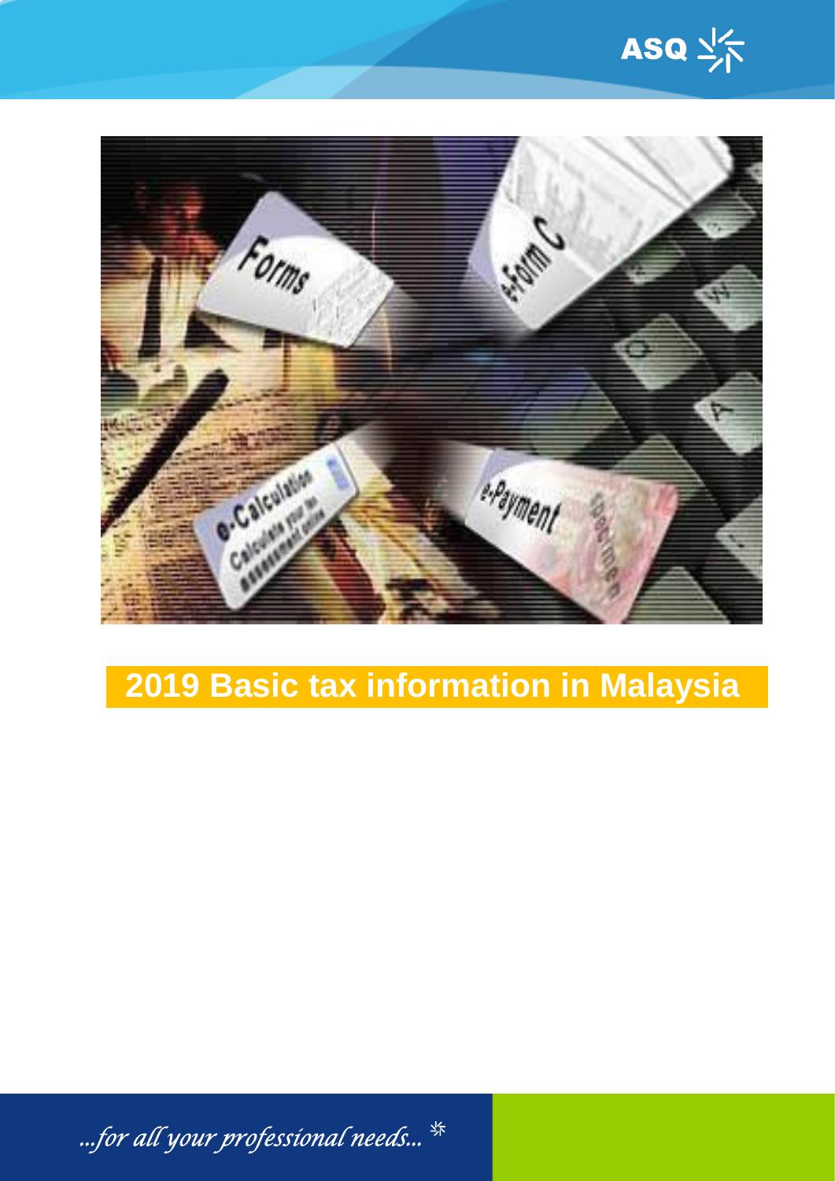ASQ

# 2019 Basic tax information in Malaysia

*...for all your professional needs...*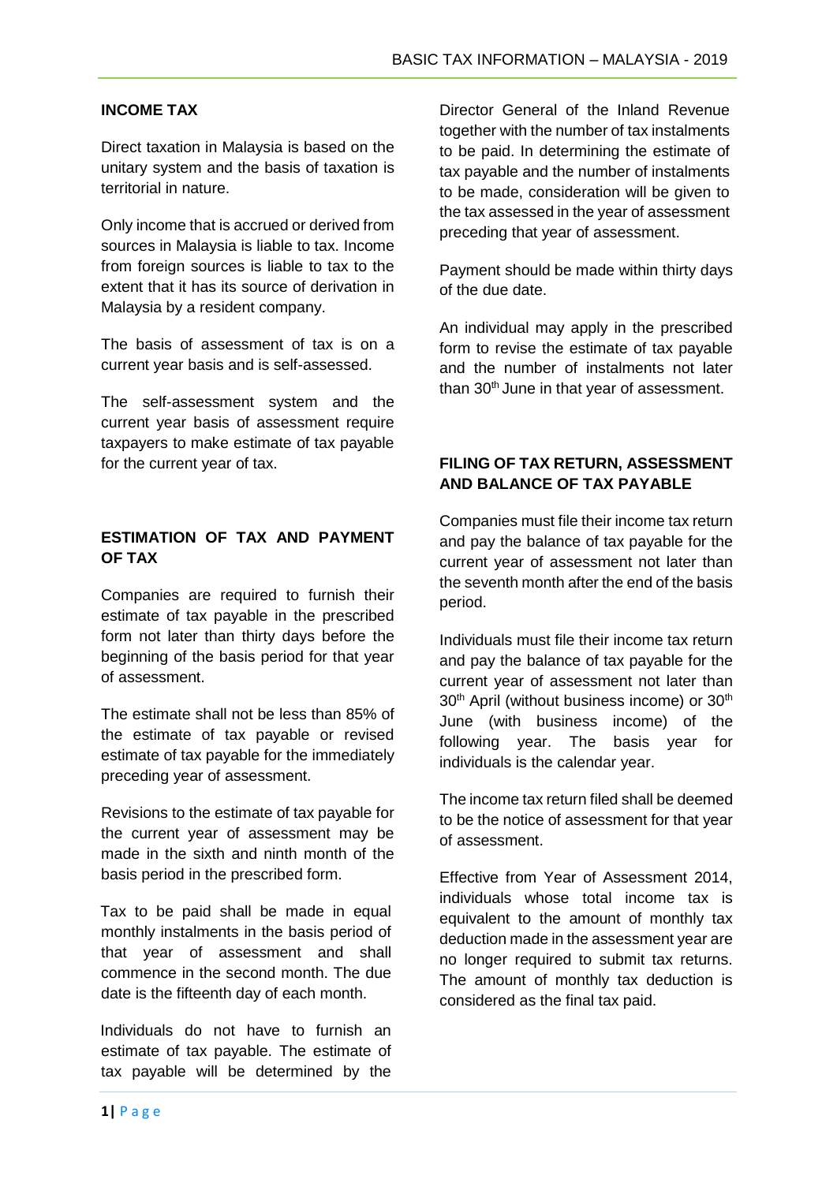## INCOME TAX

Direct taxation in Malaysia is based on the unitary system and the basis of taxation is territorial in nature.

Only income that is accrued or derived from sources in Malaysia is liable to tax. Income from foreign sources is liable to tax to the extent that it has its source of derivation in Malaysia by a resident company.

The basis of assessment of tax is on a current year basis and is self-assessed.

The self-assessment system and the current year basis of assessment require taxpayers to make estimate of tax payable for the current year of tax.

## ESTIMATION OF TAX AND PAYMENT OF TAX

Companies are required to furnish their estimate of tax payable in the prescribed form not later than thirty days before the beginning of the basis period for that year of assessment.

The estimate shall not be less than 85% of the estimate of tax payable or revised estimate of tax payable for the immediately preceding year of assessment.

Revisions to the estimate of tax payable for the current year of assessment may be made in the sixth and ninth month of the basis period in the prescribed form.

Tax to be paid shall be made in equal monthly instalments in the basis period of that year of assessment and shall commence in the second month. The due date is the fifteenth day of each month.

Individuals do not have to furnish an estimate of tax payable. The estimate of tax payable will be determined by the Director General of the Inland Revenue together with the number of tax instalments to be paid. In determining the estimate of tax payable and the number of instalments to be made, consideration will be given to the tax assessed in the year of assessment preceding that year of assessment.

Payment should be made within thirty days of the due date.

An individual may apply in the prescribed form to revise the estimate of tax payable and the number of instalments not later than 30th June in that year of assessment.

## FILING OF TAX RETURN, ASSESSMENT AND BALANCE OF TAX PAYABLE

Companies must file their income tax return and pay the balance of tax payable for the current year of assessment not later than the seventh month after the end of the basis period.

Individuals must file their income tax return and pay the balance of tax payable for the current year of assessment not later than 30th April (without business income) or 30th June (with business income) of the following year. The basis year for individuals is the calendar year.

The income tax return filed shall be deemed to be the notice of assessment for that year of assessment.

Effective from Year of Assessment 2014, individuals whose total income tax is equivalent to the amount of monthly tax deduction made in the assessment year are no longer required to submit tax returns. The amount of monthly tax deduction is considered as the final tax paid.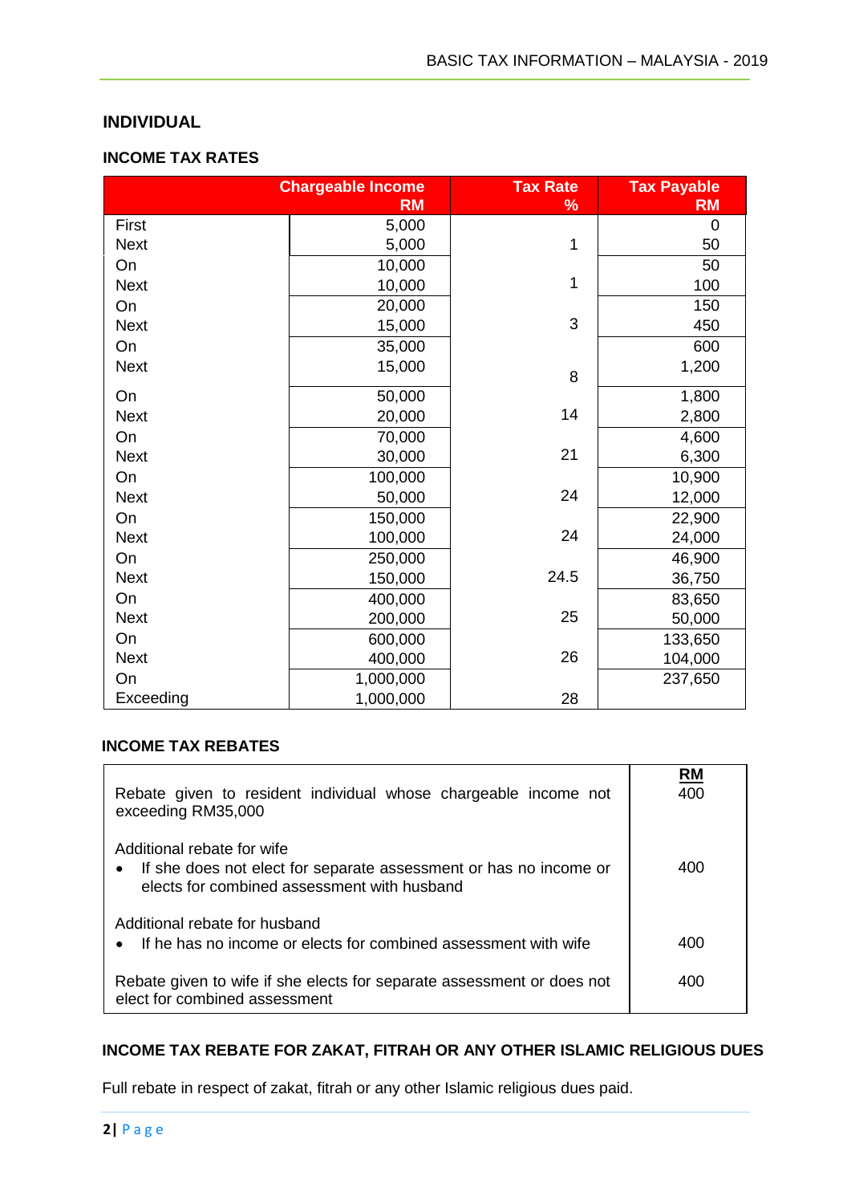## INDIVIDUAL

### INCOME TAX RATES

| | Chargeable Income RM | Tax Rate % | Tax Payable RM |
|---|---|---|---|
| First | 5,000 | | 0 |
| Next | 5,000 | 1 | 50 |
| On | 10,000 | | 50 |
| Next | 10,000 | 1 | 100 |
| On | 20,000 | | 150 |
| Next | 15,000 | 3 | 450 |
| On | 35,000 | | 600 |
| Next | 15,000 | 8 | 1,200 |
| On | 50,000 | | 1,800 |
| Next | 20,000 | 14 | 2,800 |
| On | 70,000 | | 4,600 |
| Next | 30,000 | 21 | 6,300 |
| On | 100,000 | | 10,900 |
| Next | 50,000 | 24 | 12,000 |
| On | 150,000 | | 22,900 |
| Next | 100,000 | 24 | 24,000 |
| On | 250,000 | | 46,900 |
| Next | 150,000 | 24.5 | 36,750 |
| On | 400,000 | | 83,650 |
| Next | 200,000 | 25 | 50,000 |
| On | 600,000 | | 133,650 |
| Next | 400,000 | 26 | 104,000 |
| On | 1,000,000 | | 237,650 |
| Exceeding | 1,000,000 | 28 | |

### INCOME TAX REBATES

| | RM |
|---|---|
| Rebate given to resident individual whose chargeable income not exceeding RM35,000 | 400 |
| Additional rebate for wife<br>• If she does not elect for separate assessment or has no income or elects for combined assessment with husband | 400 |
| Additional rebate for husband<br>• If he has no income or elects for combined assessment with wife | 400 |
| Rebate given to wife if she elects for separate assessment or does not elect for combined assessment | 400 |

### INCOME TAX REBATE FOR ZAKAT, FITRAH OR ANY OTHER ISLAMIC RELIGIOUS DUES

Full rebate in respect of zakat, fitrah or any other Islamic religious dues paid.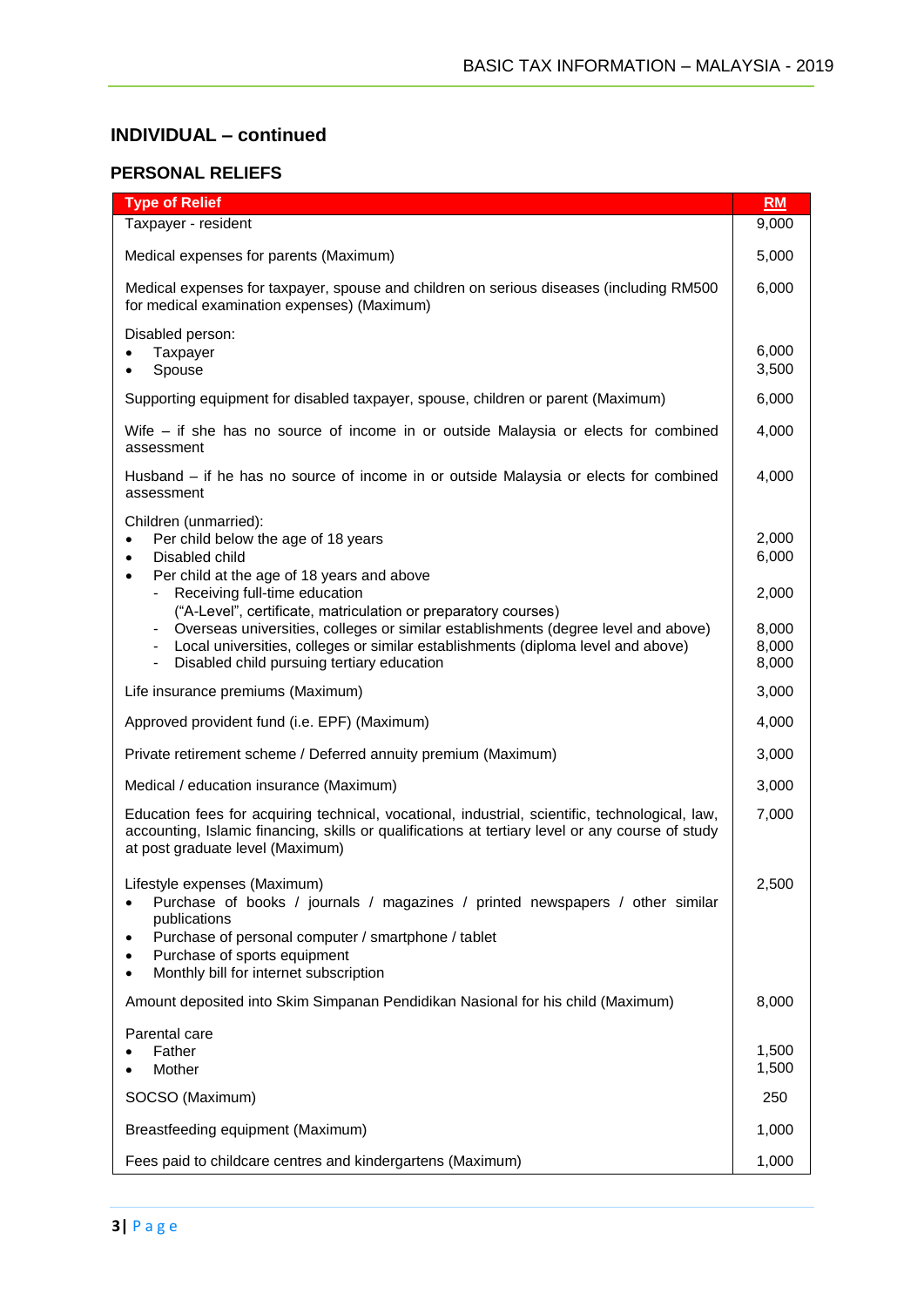## INDIVIDUAL – continued

### PERSONAL RELIEFS

| Type of Relief | RM |
|---|---|
| Taxpayer - resident | 9,000 |
| Medical expenses for parents (Maximum) | 5,000 |
| Medical expenses for taxpayer, spouse and children on serious diseases (including RM500 for medical examination expenses) (Maximum) | 6,000 |
| Disabled person:<br>• Taxpayer<br>• Spouse | <br>6,000<br>3,500 |
| Supporting equipment for disabled taxpayer, spouse, children or parent (Maximum) | 6,000 |
| Wife – if she has no source of income in or outside Malaysia or elects for combined assessment | 4,000 |
| Husband – if he has no source of income in or outside Malaysia or elects for combined assessment | 4,000 |
| Children (unmarried):<br>• Per child below the age of 18 years<br>• Disabled child<br>• Per child at the age of 18 years and above<br>- Receiving full-time education ("A-Level", certificate, matriculation or preparatory courses)<br>- Overseas universities, colleges or similar establishments (degree level and above)<br>- Local universities, colleges or similar establishments (diploma level and above)<br>- Disabled child pursuing tertiary education | <br>2,000<br>6,000<br><br>2,000<br>8,000<br>8,000<br>8,000 |
| Life insurance premiums (Maximum) | 3,000 |
| Approved provident fund (i.e. EPF) (Maximum) | 4,000 |
| Private retirement scheme / Deferred annuity premium (Maximum) | 3,000 |
| Medical / education insurance (Maximum) | 3,000 |
| Education fees for acquiring technical, vocational, industrial, scientific, technological, law, accounting, Islamic financing, skills or qualifications at tertiary level or any course of study at post graduate level (Maximum) | 7,000 |
| Lifestyle expenses (Maximum)<br>• Purchase of books / journals / magazines / printed newspapers / other similar publications<br>• Purchase of personal computer / smartphone / tablet<br>• Purchase of sports equipment<br>• Monthly bill for internet subscription | 2,500 |
| Amount deposited into Skim Simpanan Pendidikan Nasional for his child (Maximum) | 8,000 |
| Parental care<br>• Father<br>• Mother | <br>1,500<br>1,500 |
| SOCSO (Maximum) | 250 |
| Breastfeeding equipment (Maximum) | 1,000 |
| Fees paid to childcare centres and kindergartens (Maximum) | 1,000 |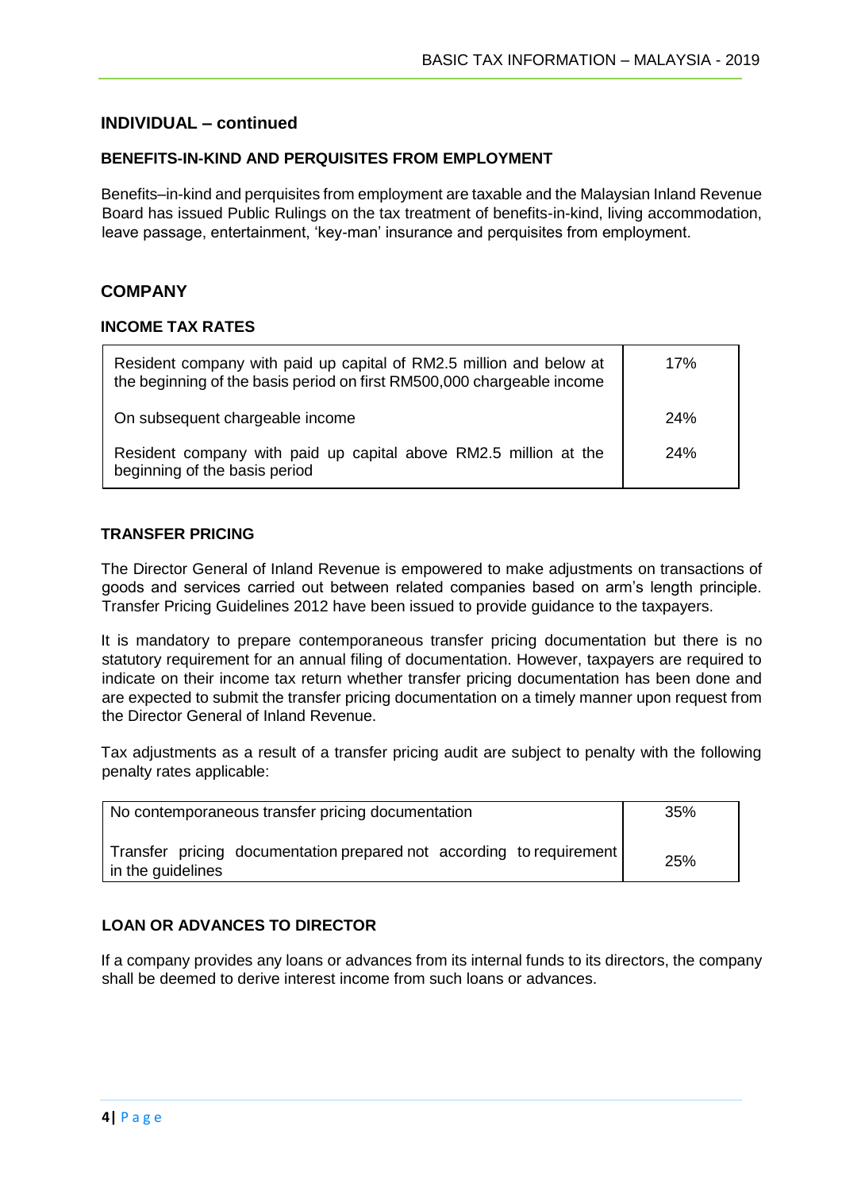## INDIVIDUAL – continued

### BENEFITS-IN-KIND AND PERQUISITES FROM EMPLOYMENT

Benefits–in-kind and perquisites from employment are taxable and the Malaysian Inland Revenue Board has issued Public Rulings on the tax treatment of benefits-in-kind, living accommodation, leave passage, entertainment, 'key-man' insurance and perquisites from employment.

## COMPANY

### INCOME TAX RATES

| | |
|---|---|
| Resident company with paid up capital of RM2.5 million and below at the beginning of the basis period on first RM500,000 chargeable income | 17% |
| On subsequent chargeable income | 24% |
| Resident company with paid up capital above RM2.5 million at the beginning of the basis period | 24% |

### TRANSFER PRICING

The Director General of Inland Revenue is empowered to make adjustments on transactions of goods and services carried out between related companies based on arm's length principle. Transfer Pricing Guidelines 2012 have been issued to provide guidance to the taxpayers.

It is mandatory to prepare contemporaneous transfer pricing documentation but there is no statutory requirement for an annual filing of documentation. However, taxpayers are required to indicate on their income tax return whether transfer pricing documentation has been done and are expected to submit the transfer pricing documentation on a timely manner upon request from the Director General of Inland Revenue.

Tax adjustments as a result of a transfer pricing audit are subject to penalty with the following penalty rates applicable:

| | |
|---|---|
| No contemporaneous transfer pricing documentation | 35% |
| Transfer pricing documentation prepared not according to requirement in the guidelines | 25% |

### LOAN OR ADVANCES TO DIRECTOR

If a company provides any loans or advances from its internal funds to its directors, the company shall be deemed to derive interest income from such loans or advances.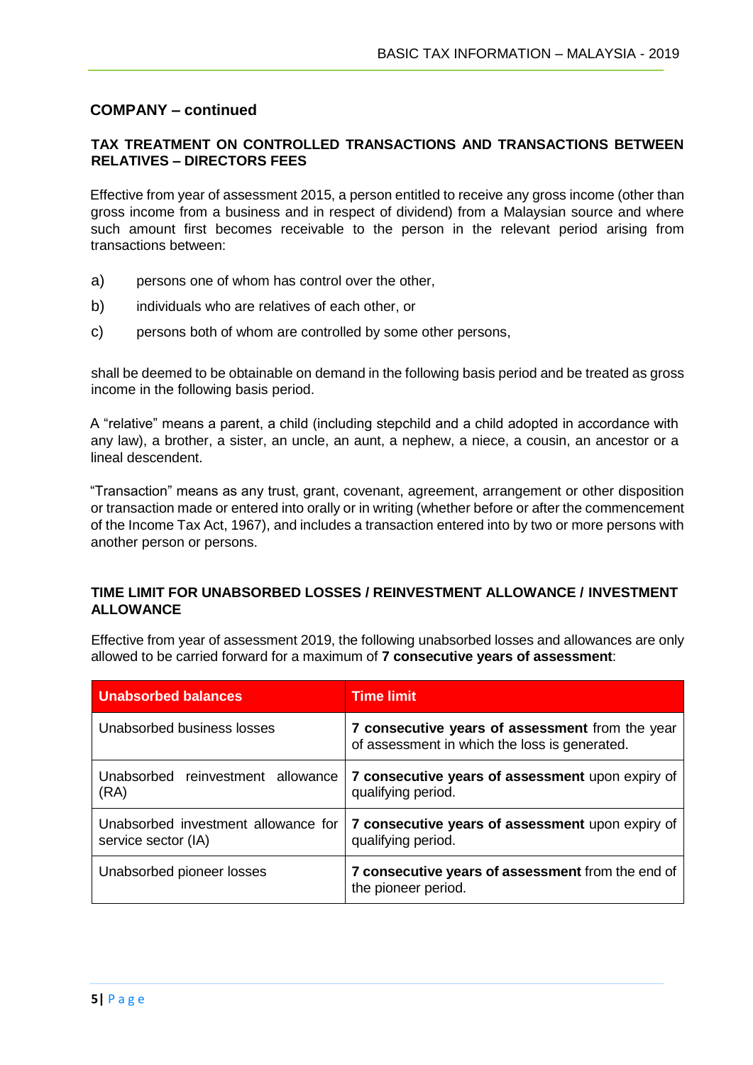## COMPANY – continued

### TAX TREATMENT ON CONTROLLED TRANSACTIONS AND TRANSACTIONS BETWEEN RELATIVES – DIRECTORS FEES

Effective from year of assessment 2015, a person entitled to receive any gross income (other than gross income from a business and in respect of dividend) from a Malaysian source and where such amount first becomes receivable to the person in the relevant period arising from transactions between:

a) persons one of whom has control over the other,

b) individuals who are relatives of each other, or

c) persons both of whom are controlled by some other persons,

shall be deemed to be obtainable on demand in the following basis period and be treated as gross income in the following basis period.

A "relative" means a parent, a child (including stepchild and a child adopted in accordance with any law), a brother, a sister, an uncle, an aunt, a nephew, a niece, a cousin, an ancestor or a lineal descendent.

"Transaction" means as any trust, grant, covenant, agreement, arrangement or other disposition or transaction made or entered into orally or in writing (whether before or after the commencement of the Income Tax Act, 1967), and includes a transaction entered into by two or more persons with another person or persons.

### TIME LIMIT FOR UNABSORBED LOSSES / REINVESTMENT ALLOWANCE / INVESTMENT ALLOWANCE

Effective from year of assessment 2019, the following unabsorbed losses and allowances are only allowed to be carried forward for a maximum of **7 consecutive years of assessment**:

| Unabsorbed balances | Time limit |
|---|---|
| Unabsorbed business losses | **7 consecutive years of assessment** from the year of assessment in which the loss is generated. |
| Unabsorbed reinvestment allowance (RA) | **7 consecutive years of assessment** upon expiry of qualifying period. |
| Unabsorbed investment allowance for service sector (IA) | **7 consecutive years of assessment** upon expiry of qualifying period. |
| Unabsorbed pioneer losses | **7 consecutive years of assessment** from the end of the pioneer period. |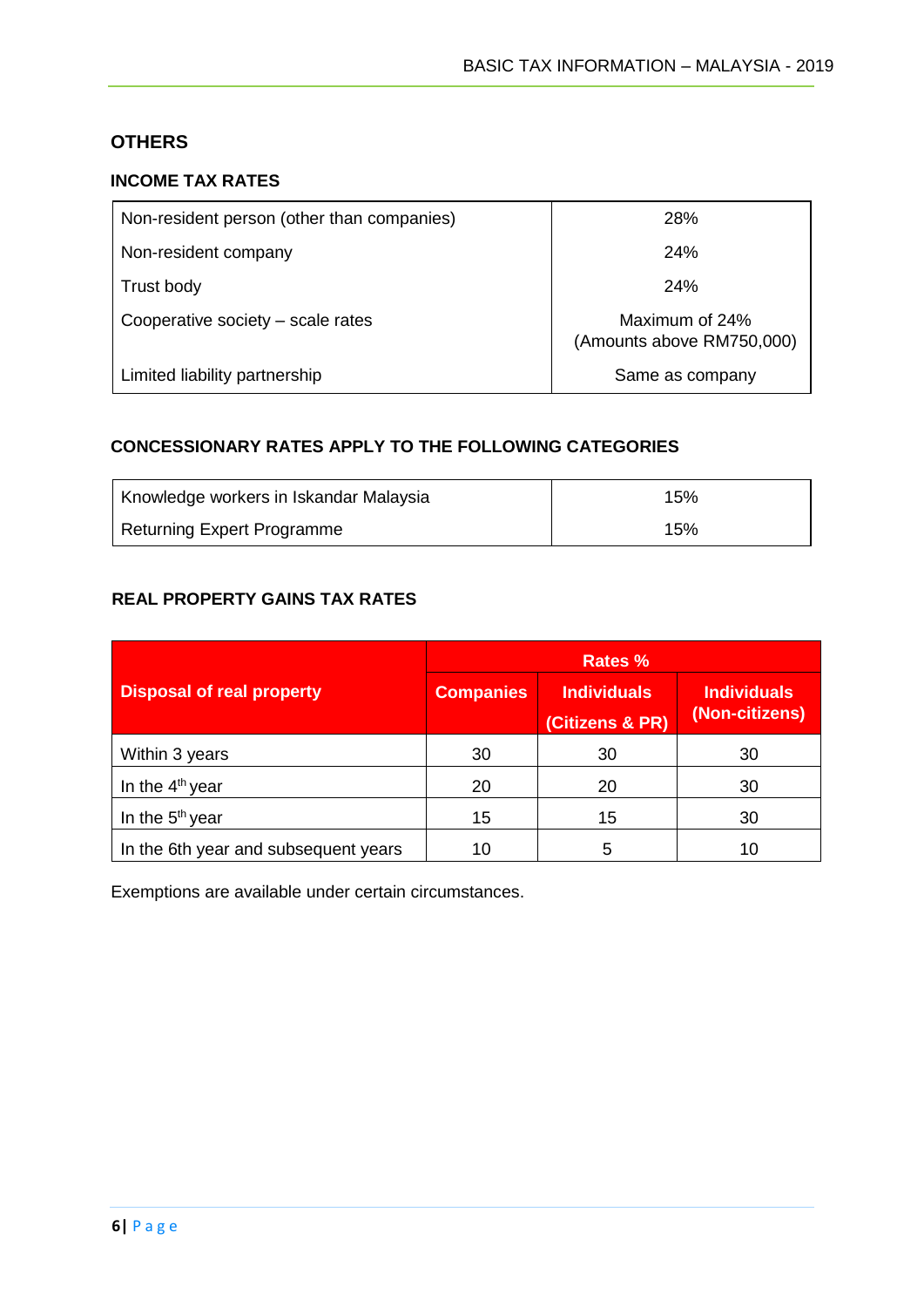## OTHERS

### INCOME TAX RATES

| | |
|---|---|
| Non-resident person (other than companies) | 28% |
| Non-resident company | 24% |
| Trust body | 24% |
| Cooperative society – scale rates | Maximum of 24% (Amounts above RM750,000) |
| Limited liability partnership | Same as company |

### CONCESSIONARY RATES APPLY TO THE FOLLOWING CATEGORIES

| | |
|---|---|
| Knowledge workers in Iskandar Malaysia | 15% |
| Returning Expert Programme | 15% |

### REAL PROPERTY GAINS TAX RATES

| Disposal of real property | Rates % | | |
|---|---|---|---|
| | Companies | Individuals (Citizens & PR) | Individuals (Non-citizens) |
| Within 3 years | 30 | 30 | 30 |
| In the 4th year | 20 | 20 | 30 |
| In the 5th year | 15 | 15 | 30 |
| In the 6th year and subsequent years | 10 | 5 | 10 |

Exemptions are available under certain circumstances.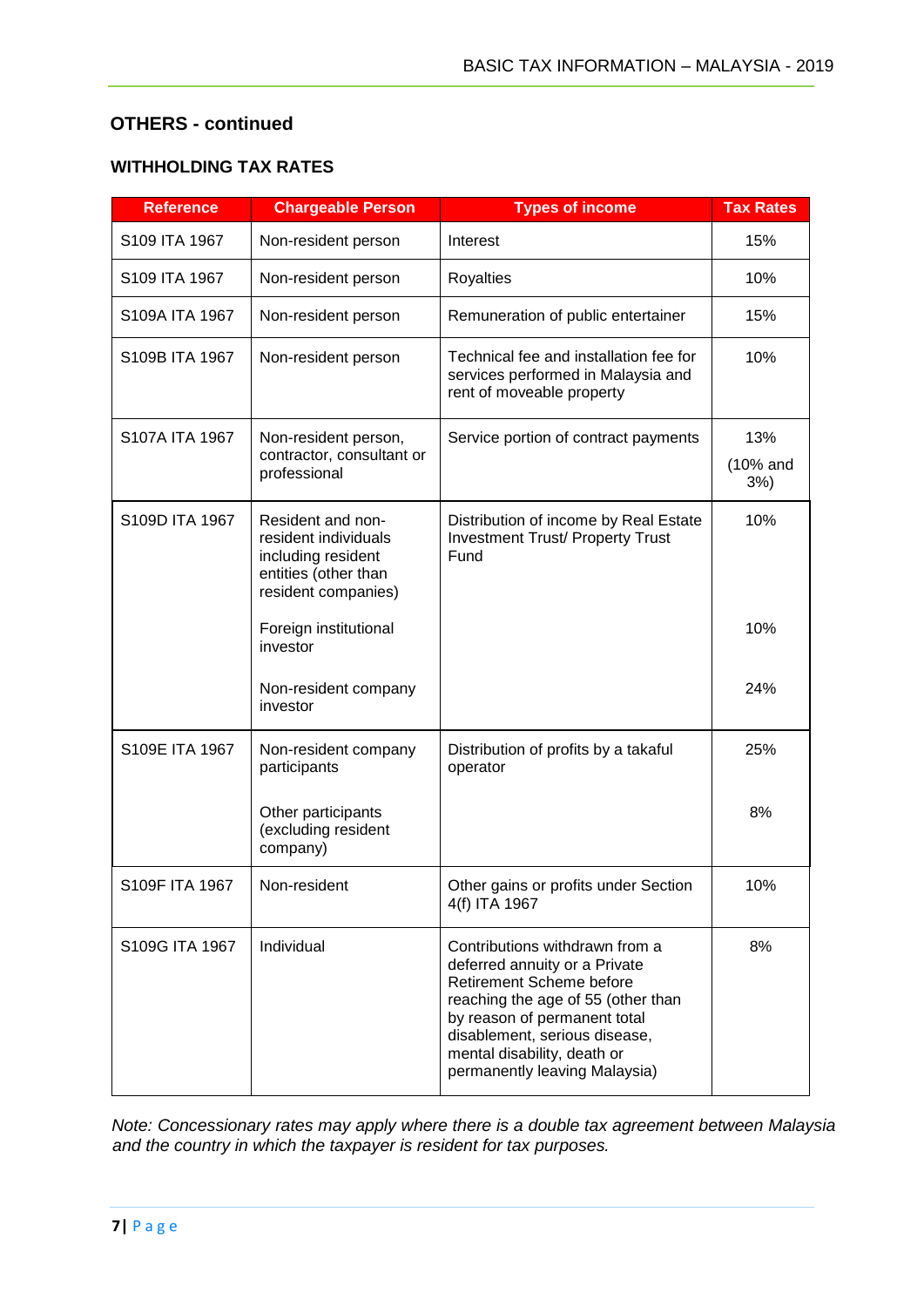## OTHERS - continued

### WITHHOLDING TAX RATES

| Reference | Chargeable Person | Types of income | Tax Rates |
|---|---|---|---|
| S109 ITA 1967 | Non-resident person | Interest | 15% |
| S109 ITA 1967 | Non-resident person | Royalties | 10% |
| S109A ITA 1967 | Non-resident person | Remuneration of public entertainer | 15% |
| S109B ITA 1967 | Non-resident person | Technical fee and installation fee for services performed in Malaysia and rent of moveable property | 10% |
| S107A ITA 1967 | Non-resident person, contractor, consultant or professional | Service portion of contract payments | 13% (10% and 3%) |
| S109D ITA 1967 | Resident and non-resident individuals including resident entities (other than resident companies) | Distribution of income by Real Estate Investment Trust/ Property Trust Fund | 10% |
| | Foreign institutional investor | | 10% |
| | Non-resident company investor | | 24% |
| S109E ITA 1967 | Non-resident company participants | Distribution of profits by a takaful operator | 25% |
| | Other participants (excluding resident company) | | 8% |
| S109F ITA 1967 | Non-resident | Other gains or profits under Section 4(f) ITA 1967 | 10% |
| S109G ITA 1967 | Individual | Contributions withdrawn from a deferred annuity or a Private Retirement Scheme before reaching the age of 55 (other than by reason of permanent total disablement, serious disease, mental disability, death or permanently leaving Malaysia) | 8% |

*Note: Concessionary rates may apply where there is a double tax agreement between Malaysia and the country in which the taxpayer is resident for tax purposes.*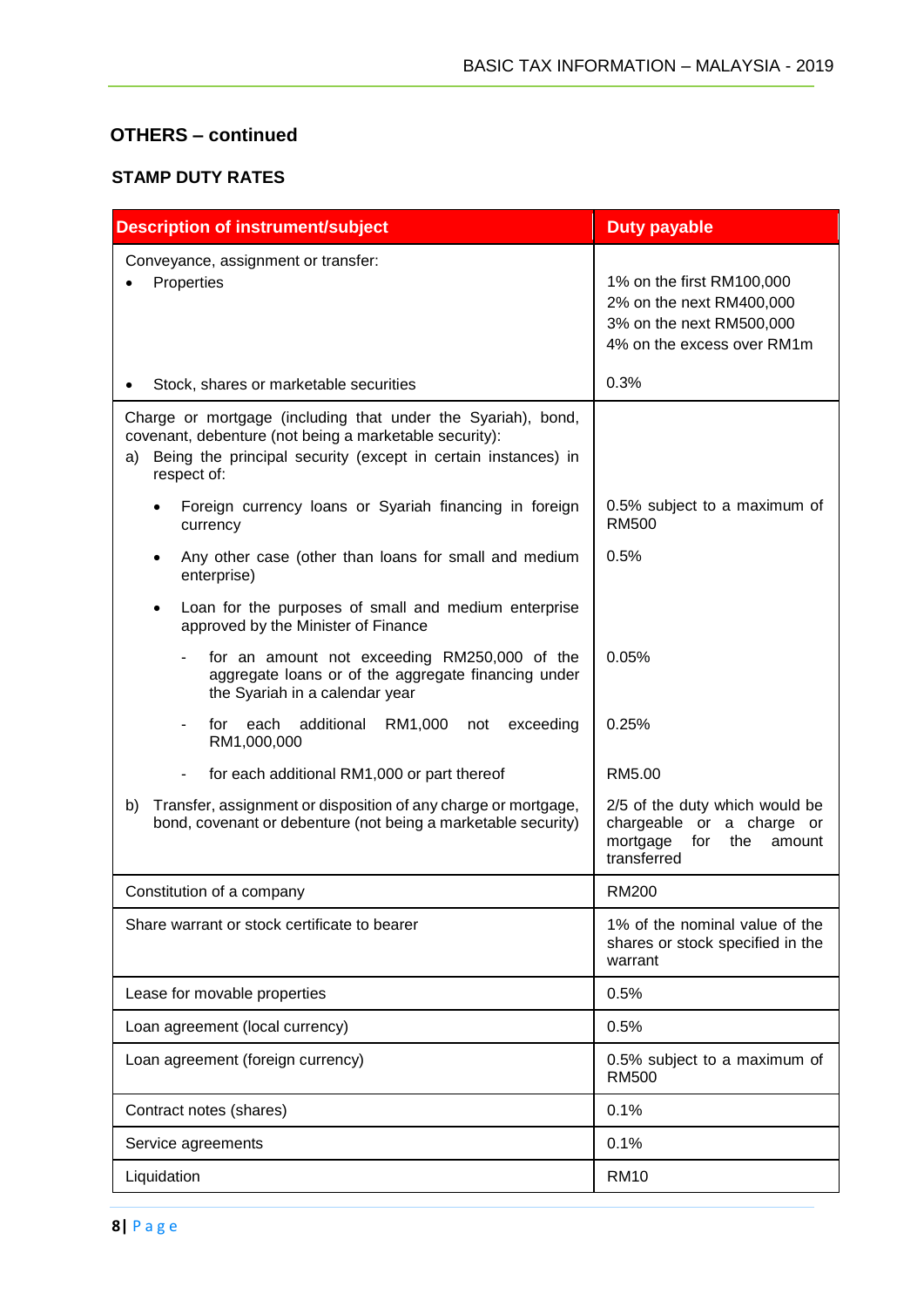## OTHERS – continued

### STAMP DUTY RATES

| Description of instrument/subject | Duty payable |
|---|---|
| Conveyance, assignment or transfer:<br>• Properties | 1% on the first RM100,000<br>2% on the next RM400,000<br>3% on the next RM500,000<br>4% on the excess over RM1m |
| • Stock, shares or marketable securities | 0.3% |
| Charge or mortgage (including that under the Syariah), bond, covenant, debenture (not being a marketable security):<br>a) Being the principal security (except in certain instances) in respect of: | |
| • Foreign currency loans or Syariah financing in foreign currency | 0.5% subject to a maximum of RM500 |
| • Any other case (other than loans for small and medium enterprise) | 0.5% |
| • Loan for the purposes of small and medium enterprise approved by the Minister of Finance | |
| - for an amount not exceeding RM250,000 of the aggregate loans or of the aggregate financing under the Syariah in a calendar year | 0.05% |
| - for each additional RM1,000 not exceeding RM1,000,000 | 0.25% |
| - for each additional RM1,000 or part thereof | RM5.00 |
| b) Transfer, assignment or disposition of any charge or mortgage, bond, covenant or debenture (not being a marketable security) | 2/5 of the duty which would be chargeable or a charge or mortgage for the amount transferred |
| Constitution of a company | RM200 |
| Share warrant or stock certificate to bearer | 1% of the nominal value of the shares or stock specified in the warrant |
| Lease for movable properties | 0.5% |
| Loan agreement (local currency) | 0.5% |
| Loan agreement (foreign currency) | 0.5% subject to a maximum of RM500 |
| Contract notes (shares) | 0.1% |
| Service agreements | 0.1% |
| Liquidation | RM10 |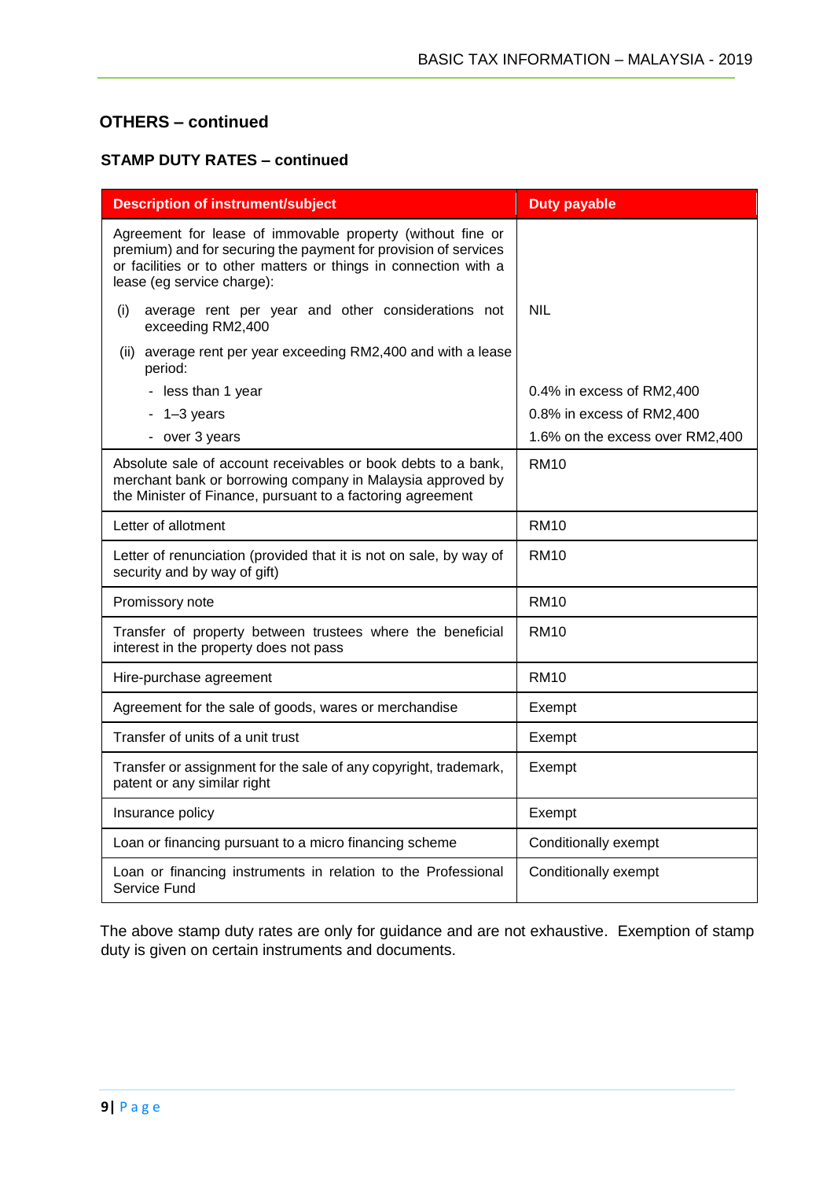## OTHERS – continued

### STAMP DUTY RATES – continued

| Description of instrument/subject | Duty payable |
| --- | --- |
| Agreement for lease of immovable property (without fine or premium) and for securing the payment for provision of services or facilities or to other matters or things in connection with a lease (eg service charge): | |
| (i) average rent per year and other considerations not exceeding RM2,400 | NIL |
| (ii) average rent per year exceeding RM2,400 and with a lease period: | |
| - less than 1 year | 0.4% in excess of RM2,400 |
| - 1–3 years | 0.8% in excess of RM2,400 |
| - over 3 years | 1.6% on the excess over RM2,400 |
| Absolute sale of account receivables or book debts to a bank, merchant bank or borrowing company in Malaysia approved by the Minister of Finance, pursuant to a factoring agreement | RM10 |
| Letter of allotment | RM10 |
| Letter of renunciation (provided that it is not on sale, by way of security and by way of gift) | RM10 |
| Promissory note | RM10 |
| Transfer of property between trustees where the beneficial interest in the property does not pass | RM10 |
| Hire-purchase agreement | RM10 |
| Agreement for the sale of goods, wares or merchandise | Exempt |
| Transfer of units of a unit trust | Exempt |
| Transfer or assignment for the sale of any copyright, trademark, patent or any similar right | Exempt |
| Insurance policy | Exempt |
| Loan or financing pursuant to a micro financing scheme | Conditionally exempt |
| Loan or financing instruments in relation to the Professional Service Fund | Conditionally exempt |

The above stamp duty rates are only for guidance and are not exhaustive. Exemption of stamp duty is given on certain instruments and documents.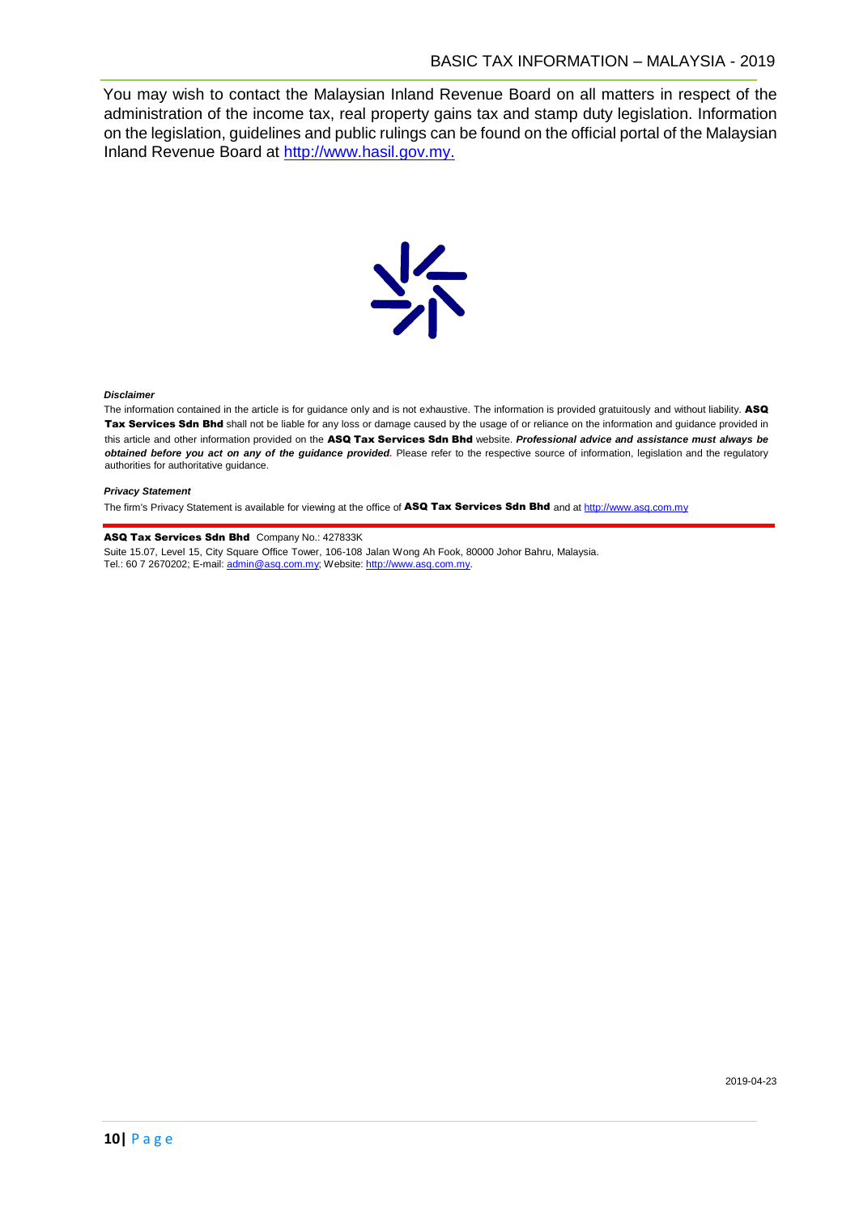You may wish to contact the Malaysian Inland Revenue Board on all matters in respect of the administration of the income tax, real property gains tax and stamp duty legislation. Information on the legislation, guidelines and public rulings can be found on the official portal of the Malaysian Inland Revenue Board at http://www.hasil.gov.my.

***Disclaimer***

The information contained in the article is for guidance only and is not exhaustive. The information is provided gratuitously and without liability. **ASQ Tax Services Sdn Bhd** shall not be liable for any loss or damage caused by the usage of or reliance on the information and guidance provided in this article and other information provided on the **ASQ Tax Services Sdn Bhd** website. ***Professional advice and assistance must always be obtained before you act on any of the guidance provided.*** Please refer to the respective source of information, legislation and the regulatory authorities for authoritative guidance.

***Privacy Statement***

The firm's Privacy Statement is available for viewing at the office of **ASQ Tax Services Sdn Bhd** and at http://www.asq.com.my

**ASQ Tax Services Sdn Bhd** Company No.: 427833K
Suite 15.07, Level 15, City Square Office Tower, 106-108 Jalan Wong Ah Fook, 80000 Johor Bahru, Malaysia.
Tel.: 60 7 2670202; E-mail: admin@asq.com.my; Website: http://www.asq.com.my.

2019-04-23